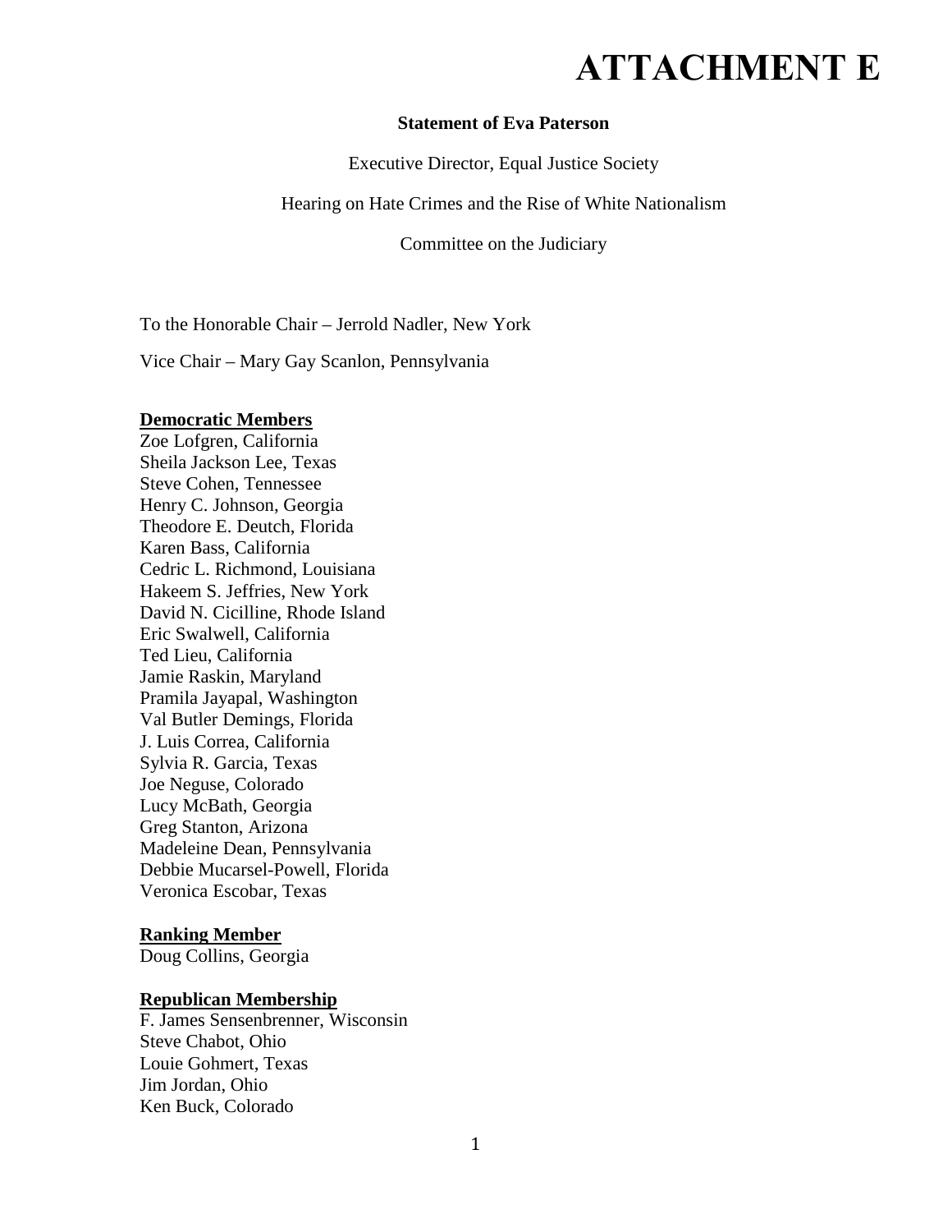# ATTACHMENT E

**Statement of Eva Paterson**

Executive Director, Equal Justice Society

Hearing on Hate Crimes and the Rise of White Nationalism

Committee on the Judiciary

To the Honorable Chair – Jerrold Nadler, New York

Vice Chair – Mary Gay Scanlon, Pennsylvania

**Democratic Members**

Zoe Lofgren, California
Sheila Jackson Lee, Texas
Steve Cohen, Tennessee
Henry C. Johnson, Georgia
Theodore E. Deutch, Florida
Karen Bass, California
Cedric L. Richmond, Louisiana
Hakeem S. Jeffries, New York
David N. Cicilline, Rhode Island
Eric Swalwell, California
Ted Lieu, California
Jamie Raskin, Maryland
Pramila Jayapal, Washington
Val Butler Demings, Florida
J. Luis Correa, California
Sylvia R. Garcia, Texas
Joe Neguse, Colorado
Lucy McBath, Georgia
Greg Stanton, Arizona
Madeleine Dean, Pennsylvania
Debbie Mucarsel-Powell, Florida
Veronica Escobar, Texas

**Ranking Member**

Doug Collins, Georgia

**Republican Membership**

F. James Sensenbrenner, Wisconsin
Steve Chabot, Ohio
Louie Gohmert, Texas
Jim Jordan, Ohio
Ken Buck, Colorado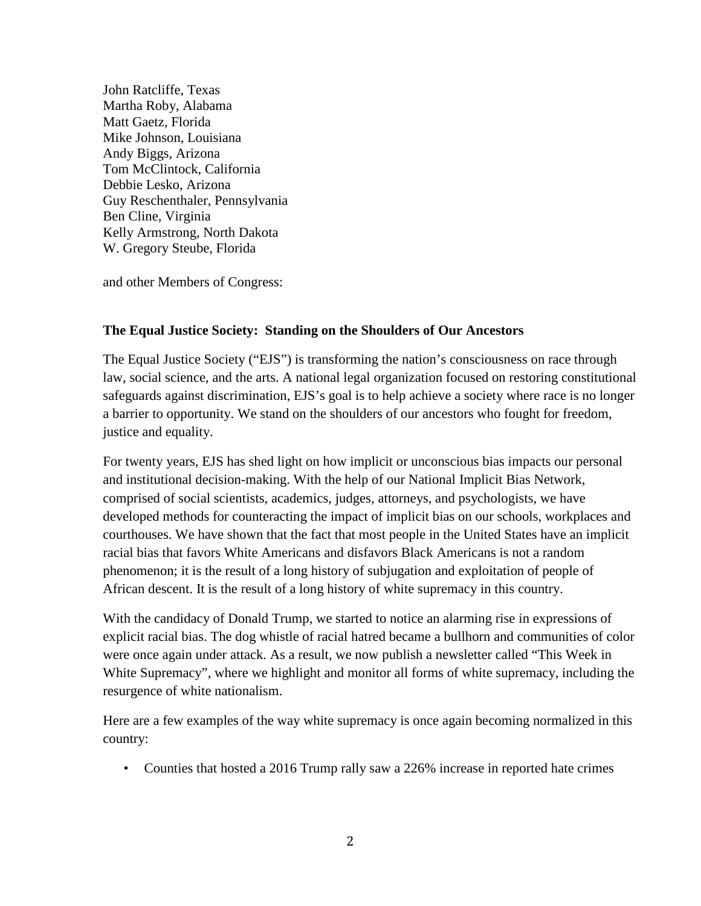John Ratcliffe, Texas
Martha Roby, Alabama
Matt Gaetz, Florida
Mike Johnson, Louisiana
Andy Biggs, Arizona
Tom McClintock, California
Debbie Lesko, Arizona
Guy Reschenthaler, Pennsylvania
Ben Cline, Virginia
Kelly Armstrong, North Dakota
W. Gregory Steube, Florida

and other Members of Congress:

**The Equal Justice Society: Standing on the Shoulders of Our Ancestors**

The Equal Justice Society ("EJS") is transforming the nation's consciousness on race through law, social science, and the arts. A national legal organization focused on restoring constitutional safeguards against discrimination, EJS's goal is to help achieve a society where race is no longer a barrier to opportunity. We stand on the shoulders of our ancestors who fought for freedom, justice and equality.

For twenty years, EJS has shed light on how implicit or unconscious bias impacts our personal and institutional decision-making. With the help of our National Implicit Bias Network, comprised of social scientists, academics, judges, attorneys, and psychologists, we have developed methods for counteracting the impact of implicit bias on our schools, workplaces and courthouses. We have shown that the fact that most people in the United States have an implicit racial bias that favors White Americans and disfavors Black Americans is not a random phenomenon; it is the result of a long history of subjugation and exploitation of people of African descent. It is the result of a long history of white supremacy in this country.

With the candidacy of Donald Trump, we started to notice an alarming rise in expressions of explicit racial bias. The dog whistle of racial hatred became a bullhorn and communities of color were once again under attack. As a result, we now publish a newsletter called "This Week in White Supremacy", where we highlight and monitor all forms of white supremacy, including the resurgence of white nationalism.

Here are a few examples of the way white supremacy is once again becoming normalized in this country:

- Counties that hosted a 2016 Trump rally saw a 226% increase in reported hate crimes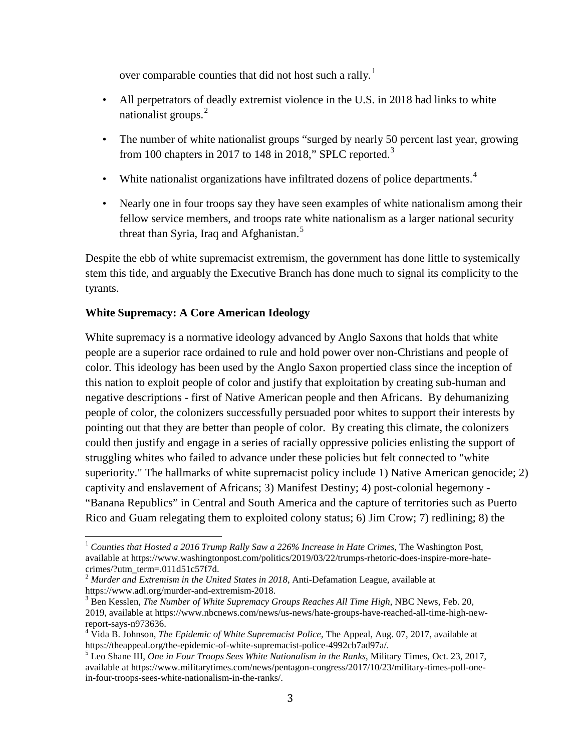over comparable counties that did not host such a rally.[1]

- All perpetrators of deadly extremist violence in the U.S. in 2018 had links to white nationalist groups.[2]
- The number of white nationalist groups "surged by nearly 50 percent last year, growing from 100 chapters in 2017 to 148 in 2018," SPLC reported.[3]
- White nationalist organizations have infiltrated dozens of police departments.[4]
- Nearly one in four troops say they have seen examples of white nationalism among their fellow service members, and troops rate white nationalism as a larger national security threat than Syria, Iraq and Afghanistan.[5]

Despite the ebb of white supremacist extremism, the government has done little to systemically stem this tide, and arguably the Executive Branch has done much to signal its complicity to the tyrants.

**White Supremacy: A Core American Ideology**

White supremacy is a normative ideology advanced by Anglo Saxons that holds that white people are a superior race ordained to rule and hold power over non-Christians and people of color. This ideology has been used by the Anglo Saxon propertied class since the inception of this nation to exploit people of color and justify that exploitation by creating sub-human and negative descriptions - first of Native American people and then Africans. By dehumanizing people of color, the colonizers successfully persuaded poor whites to support their interests by pointing out that they are better than people of color. By creating this climate, the colonizers could then justify and engage in a series of racially oppressive policies enlisting the support of struggling whites who failed to advance under these policies but felt connected to "white superiority." The hallmarks of white supremacist policy include 1) Native American genocide; 2) captivity and enslavement of Africans; 3) Manifest Destiny; 4) post-colonial hegemony - "Banana Republics" in Central and South America and the capture of territories such as Puerto Rico and Guam relegating them to exploited colony status; 6) Jim Crow; 7) redlining; 8) the

---

[1] *Counties that Hosted a 2016 Trump Rally Saw a 226% Increase in Hate Crimes*, The Washington Post, available at https://www.washingtonpost.com/politics/2019/03/22/trumps-rhetoric-does-inspire-more-hate-crimes/?utm_term=.011d51c57f7d.

[2] *Murder and Extremism in the United States in 2018*, Anti-Defamation League, available at https://www.adl.org/murder-and-extremism-2018.

[3] Ben Kesslen, *The Number of White Supremacy Groups Reaches All Time High*, NBC News, Feb. 20, 2019, available at https://www.nbcnews.com/news/us-news/hate-groups-have-reached-all-time-high-new-report-says-n973636.

[4] Vida B. Johnson, *The Epidemic of White Supremacist Police*, The Appeal, Aug. 07, 2017, available at https://theappeal.org/the-epidemic-of-white-supremacist-police-4992cb7ad97a/.

[5] Leo Shane III, *One in Four Troops Sees White Nationalism in the Ranks*, Military Times, Oct. 23, 2017, available at https://www.militarytimes.com/news/pentagon-congress/2017/10/23/military-times-poll-one-in-four-troops-sees-white-nationalism-in-the-ranks/.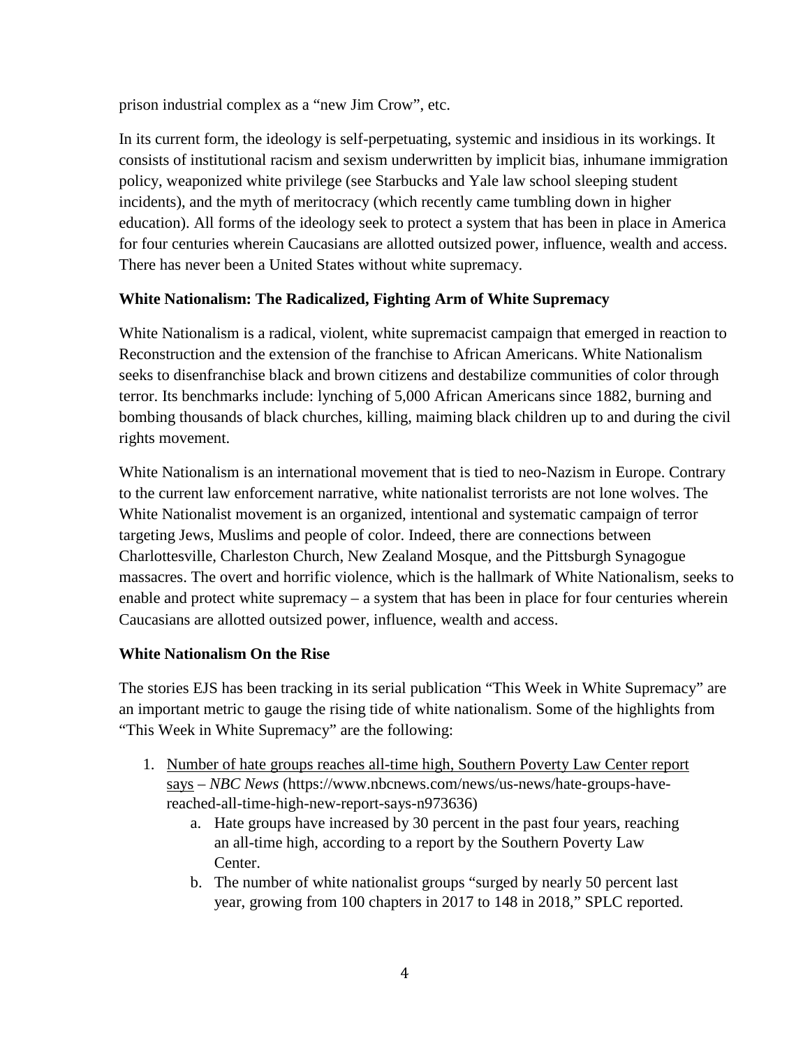prison industrial complex as a "new Jim Crow", etc.

In its current form, the ideology is self-perpetuating, systemic and insidious in its workings. It consists of institutional racism and sexism underwritten by implicit bias, inhumane immigration policy, weaponized white privilege (see Starbucks and Yale law school sleeping student incidents), and the myth of meritocracy (which recently came tumbling down in higher education). All forms of the ideology seek to protect a system that has been in place in America for four centuries wherein Caucasians are allotted outsized power, influence, wealth and access. There has never been a United States without white supremacy.

**White Nationalism: The Radicalized, Fighting Arm of White Supremacy**

White Nationalism is a radical, violent, white supremacist campaign that emerged in reaction to Reconstruction and the extension of the franchise to African Americans. White Nationalism seeks to disenfranchise black and brown citizens and destabilize communities of color through terror. Its benchmarks include: lynching of 5,000 African Americans since 1882, burning and bombing thousands of black churches, killing, maiming black children up to and during the civil rights movement.

White Nationalism is an international movement that is tied to neo-Nazism in Europe. Contrary to the current law enforcement narrative, white nationalist terrorists are not lone wolves. The White Nationalist movement is an organized, intentional and systematic campaign of terror targeting Jews, Muslims and people of color. Indeed, there are connections between Charlottesville, Charleston Church, New Zealand Mosque, and the Pittsburgh Synagogue massacres. The overt and horrific violence, which is the hallmark of White Nationalism, seeks to enable and protect white supremacy – a system that has been in place for four centuries wherein Caucasians are allotted outsized power, influence, wealth and access.

**White Nationalism On the Rise**

The stories EJS has been tracking in its serial publication "This Week in White Supremacy" are an important metric to gauge the rising tide of white nationalism. Some of the highlights from "This Week in White Supremacy" are the following:

1. Number of hate groups reaches all-time high, Southern Poverty Law Center report says – *NBC News* (https://www.nbcnews.com/news/us-news/hate-groups-have-reached-all-time-high-new-report-says-n973636)
   a. Hate groups have increased by 30 percent in the past four years, reaching an all-time high, according to a report by the Southern Poverty Law Center.
   b. The number of white nationalist groups "surged by nearly 50 percent last year, growing from 100 chapters in 2017 to 148 in 2018," SPLC reported.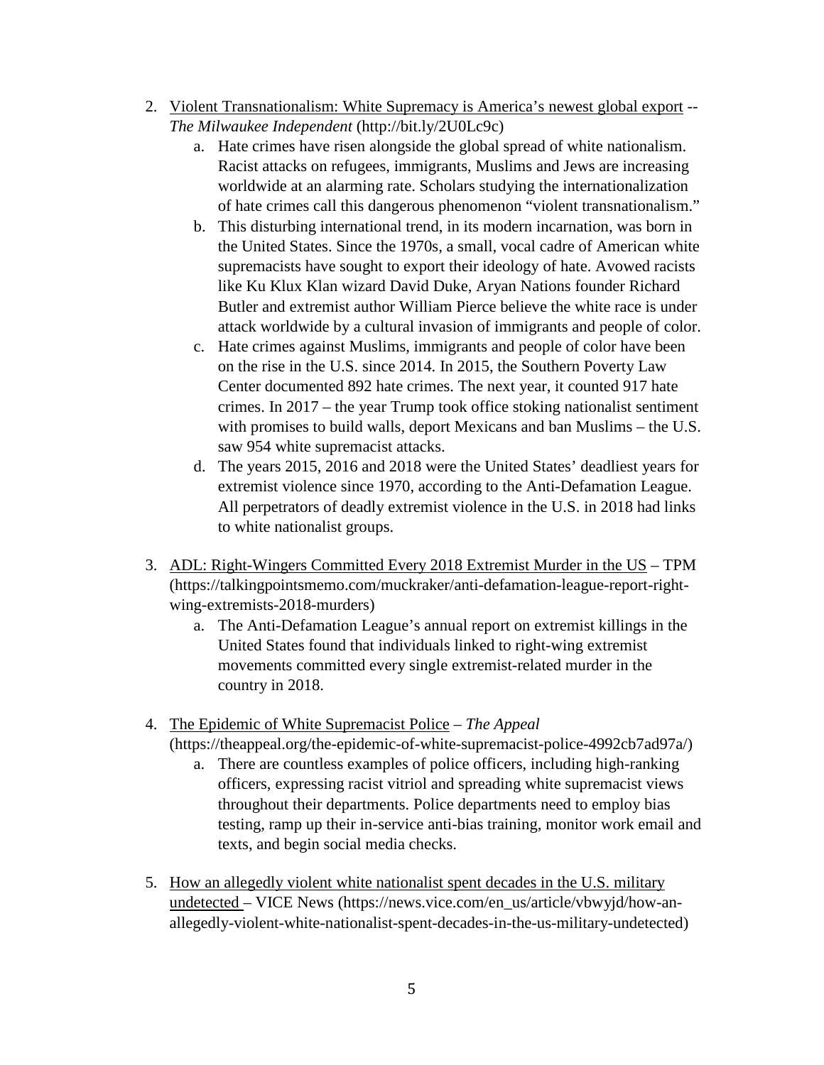2. <u>Violent Transnationalism: White Supremacy is America's newest global export</u> -- *The Milwaukee Independent* (http://bit.ly/2U0Lc9c)
   a. Hate crimes have risen alongside the global spread of white nationalism. Racist attacks on refugees, immigrants, Muslims and Jews are increasing worldwide at an alarming rate. Scholars studying the internationalization of hate crimes call this dangerous phenomenon "violent transnationalism."
   b. This disturbing international trend, in its modern incarnation, was born in the United States. Since the 1970s, a small, vocal cadre of American white supremacists have sought to export their ideology of hate. Avowed racists like Ku Klux Klan wizard David Duke, Aryan Nations founder Richard Butler and extremist author William Pierce believe the white race is under attack worldwide by a cultural invasion of immigrants and people of color.
   c. Hate crimes against Muslims, immigrants and people of color have been on the rise in the U.S. since 2014. In 2015, the Southern Poverty Law Center documented 892 hate crimes. The next year, it counted 917 hate crimes. In 2017 – the year Trump took office stoking nationalist sentiment with promises to build walls, deport Mexicans and ban Muslims – the U.S. saw 954 white supremacist attacks.
   d. The years 2015, 2016 and 2018 were the United States' deadliest years for extremist violence since 1970, according to the Anti-Defamation League. All perpetrators of deadly extremist violence in the U.S. in 2018 had links to white nationalist groups.

3. <u>ADL: Right-Wingers Committed Every 2018 Extremist Murder in the US</u> – TPM (https://talkingpointsmemo.com/muckraker/anti-defamation-league-report-right-wing-extremists-2018-murders)
   a. The Anti-Defamation League's annual report on extremist killings in the United States found that individuals linked to right-wing extremist movements committed every single extremist-related murder in the country in 2018.

4. <u>The Epidemic of White Supremacist Police</u> – *The Appeal* (https://theappeal.org/the-epidemic-of-white-supremacist-police-4992cb7ad97a/)
   a. There are countless examples of police officers, including high-ranking officers, expressing racist vitriol and spreading white supremacist views throughout their departments. Police departments need to employ bias testing, ramp up their in-service anti-bias training, monitor work email and texts, and begin social media checks.

5. <u>How an allegedly violent white nationalist spent decades in the U.S. military undetected</u> – VICE News (https://news.vice.com/en_us/article/vbwyjd/how-an-allegedly-violent-white-nationalist-spent-decades-in-the-us-military-undetected)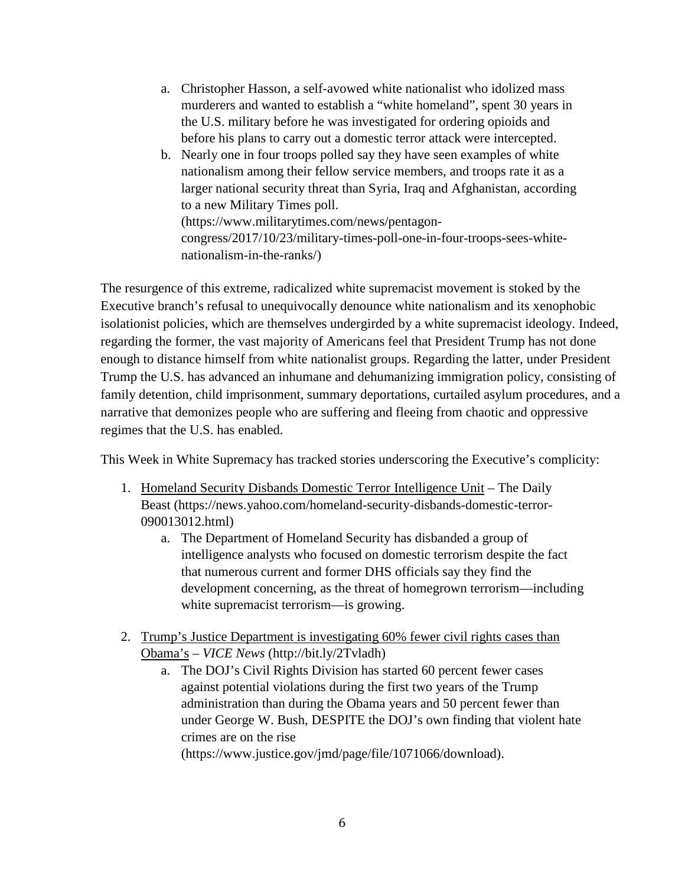a. Christopher Hasson, a self-avowed white nationalist who idolized mass murderers and wanted to establish a "white homeland", spent 30 years in the U.S. military before he was investigated for ordering opioids and before his plans to carry out a domestic terror attack were intercepted.
   b. Nearly one in four troops polled say they have seen examples of white nationalism among their fellow service members, and troops rate it as a larger national security threat than Syria, Iraq and Afghanistan, according to a new Military Times poll. (https://www.militarytimes.com/news/pentagon-congress/2017/10/23/military-times-poll-one-in-four-troops-sees-white-nationalism-in-the-ranks/)

The resurgence of this extreme, radicalized white supremacist movement is stoked by the Executive branch's refusal to unequivocally denounce white nationalism and its xenophobic isolationist policies, which are themselves undergirded by a white supremacist ideology. Indeed, regarding the former, the vast majority of Americans feel that President Trump has not done enough to distance himself from white nationalist groups. Regarding the latter, under President Trump the U.S. has advanced an inhumane and dehumanizing immigration policy, consisting of family detention, child imprisonment, summary deportations, curtailed asylum procedures, and a narrative that demonizes people who are suffering and fleeing from chaotic and oppressive regimes that the U.S. has enabled.

This Week in White Supremacy has tracked stories underscoring the Executive's complicity:

1. <u>Homeland Security Disbands Domestic Terror Intelligence Unit</u> – The Daily Beast (https://news.yahoo.com/homeland-security-disbands-domestic-terror-090013012.html)
   a. The Department of Homeland Security has disbanded a group of intelligence analysts who focused on domestic terrorism despite the fact that numerous current and former DHS officials say they find the development concerning, as the threat of homegrown terrorism—including white supremacist terrorism—is growing.

2. <u>Trump's Justice Department is investigating 60% fewer civil rights cases than Obama's</u> – *VICE News* (http://bit.ly/2Tvladh)
   a. The DOJ's Civil Rights Division has started 60 percent fewer cases against potential violations during the first two years of the Trump administration than during the Obama years and 50 percent fewer than under George W. Bush, DESPITE the DOJ's own finding that violent hate crimes are on the rise (https://www.justice.gov/jmd/page/file/1071066/download).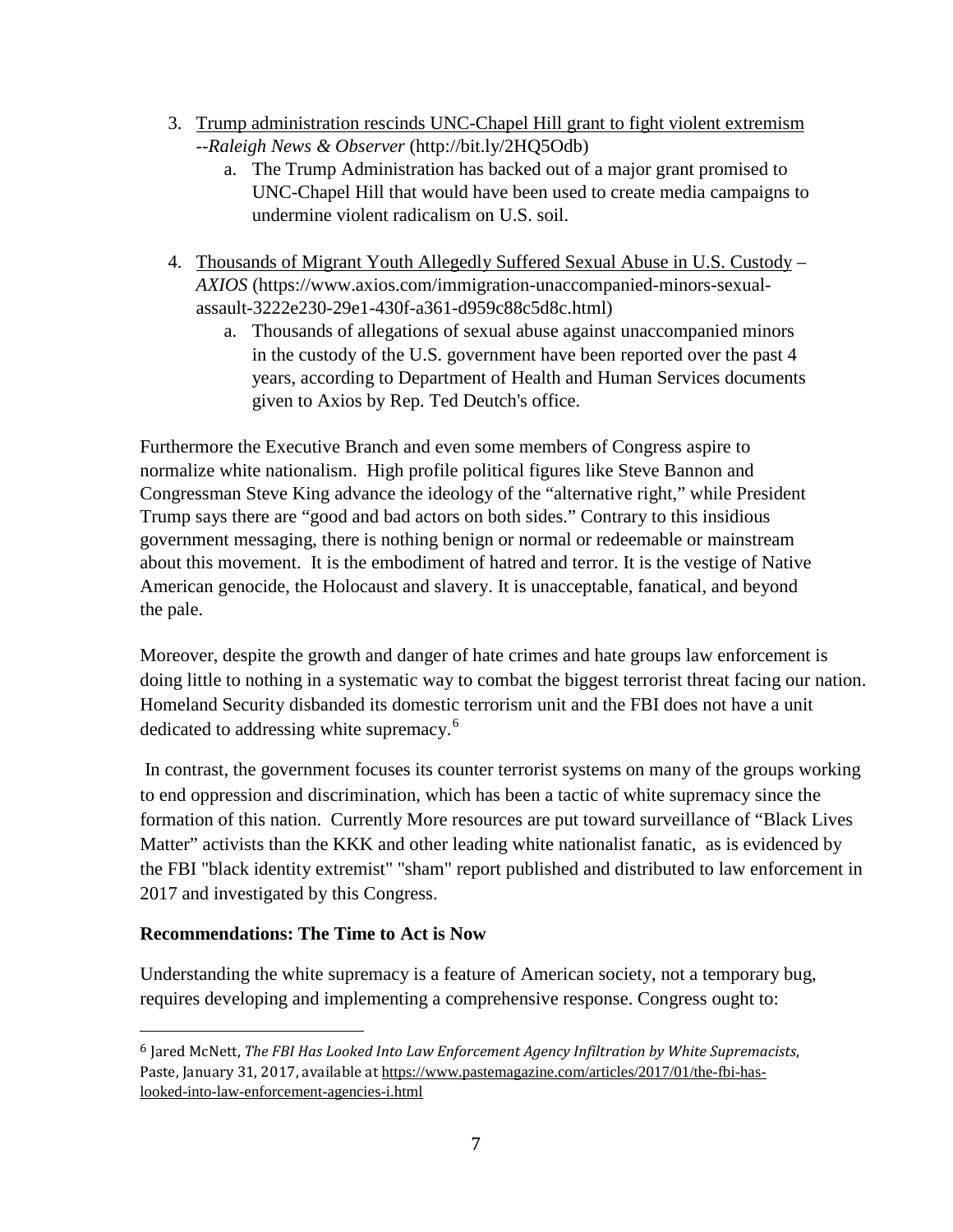3. Trump administration rescinds UNC-Chapel Hill grant to fight violent extremism --*Raleigh News & Observer* (http://bit.ly/2HQ5Odb)
    a. The Trump Administration has backed out of a major grant promised to UNC-Chapel Hill that would have been used to create media campaigns to undermine violent radicalism on U.S. soil.

4. Thousands of Migrant Youth Allegedly Suffered Sexual Abuse in U.S. Custody – *AXIOS* (https://www.axios.com/immigration-unaccompanied-minors-sexual-assault-3222e230-29e1-430f-a361-d959c88c5d8c.html)
    a. Thousands of allegations of sexual abuse against unaccompanied minors in the custody of the U.S. government have been reported over the past 4 years, according to Department of Health and Human Services documents given to Axios by Rep. Ted Deutch's office.

Furthermore the Executive Branch and even some members of Congress aspire to normalize white nationalism. High profile political figures like Steve Bannon and Congressman Steve King advance the ideology of the "alternative right," while President Trump says there are "good and bad actors on both sides." Contrary to this insidious government messaging, there is nothing benign or normal or redeemable or mainstream about this movement. It is the embodiment of hatred and terror. It is the vestige of Native American genocide, the Holocaust and slavery. It is unacceptable, fanatical, and beyond the pale.

Moreover, despite the growth and danger of hate crimes and hate groups law enforcement is doing little to nothing in a systematic way to combat the biggest terrorist threat facing our nation. Homeland Security disbanded its domestic terrorism unit and the FBI does not have a unit dedicated to addressing white supremacy.[6]

In contrast, the government focuses its counter terrorist systems on many of the groups working to end oppression and discrimination, which has been a tactic of white supremacy since the formation of this nation. Currently More resources are put toward surveillance of "Black Lives Matter" activists than the KKK and other leading white nationalist fanatic, as is evidenced by the FBI "black identity extremist" "sham" report published and distributed to law enforcement in 2017 and investigated by this Congress.

**Recommendations: The Time to Act is Now**

Understanding the white supremacy is a feature of American society, not a temporary bug, requires developing and implementing a comprehensive response. Congress ought to:

---

[6] Jared McNett, *The FBI Has Looked Into Law Enforcement Agency Infiltration by White Supremacists,* Paste, January 31, 2017, available at https://www.pastemagazine.com/articles/2017/01/the-fbi-has-looked-into-law-enforcement-agencies-i.html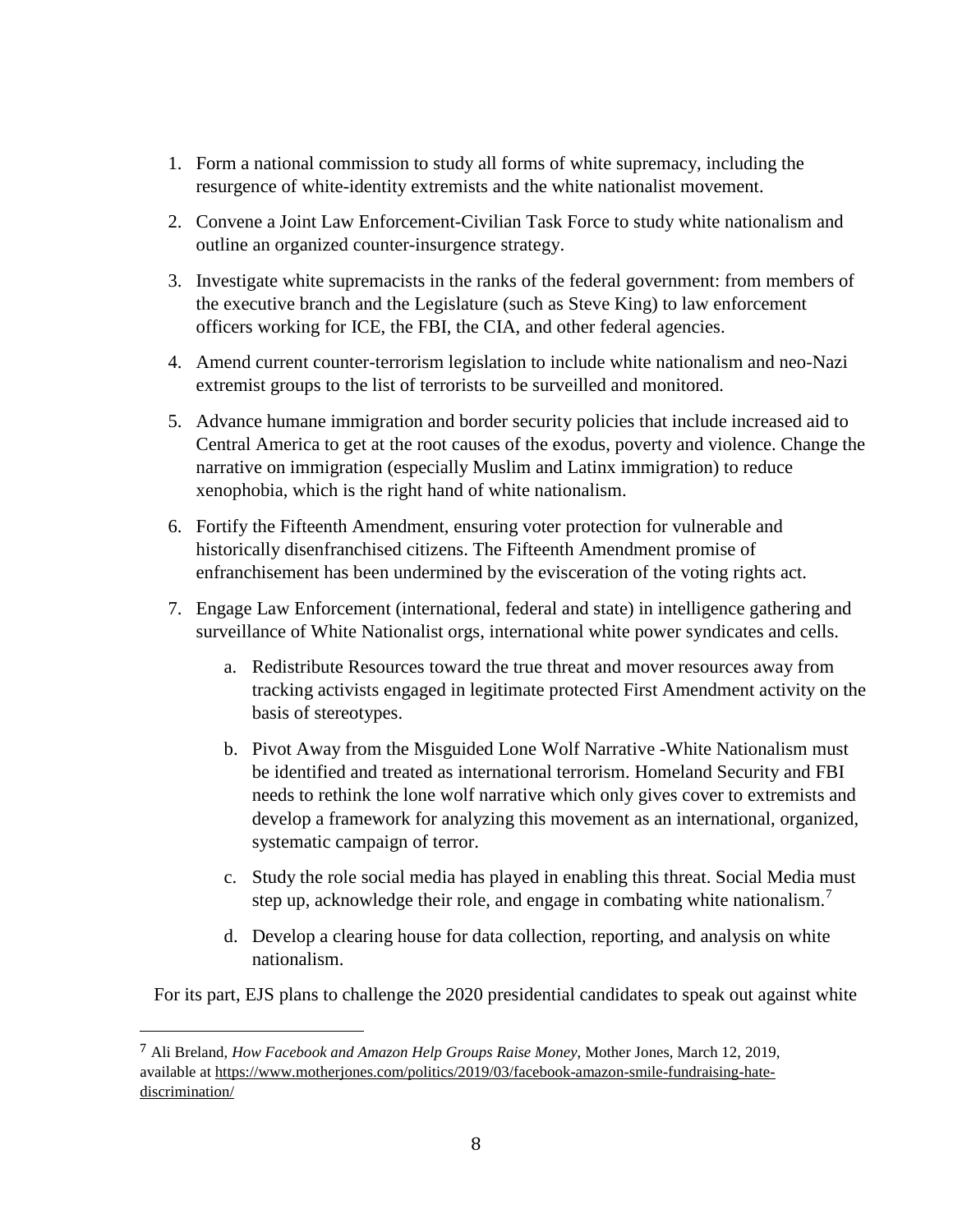1. Form a national commission to study all forms of white supremacy, including the resurgence of white-identity extremists and the white nationalist movement.

2. Convene a Joint Law Enforcement-Civilian Task Force to study white nationalism and outline an organized counter-insurgence strategy.

3. Investigate white supremacists in the ranks of the federal government: from members of the executive branch and the Legislature (such as Steve King) to law enforcement officers working for ICE, the FBI, the CIA, and other federal agencies.

4. Amend current counter-terrorism legislation to include white nationalism and neo-Nazi extremist groups to the list of terrorists to be surveilled and monitored.

5. Advance humane immigration and border security policies that include increased aid to Central America to get at the root causes of the exodus, poverty and violence. Change the narrative on immigration (especially Muslim and Latinx immigration) to reduce xenophobia, which is the right hand of white nationalism.

6. Fortify the Fifteenth Amendment, ensuring voter protection for vulnerable and historically disenfranchised citizens. The Fifteenth Amendment promise of enfranchisement has been undermined by the evisceration of the voting rights act.

7. Engage Law Enforcement (international, federal and state) in intelligence gathering and surveillance of White Nationalist orgs, international white power syndicates and cells.

   a. Redistribute Resources toward the true threat and mover resources away from tracking activists engaged in legitimate protected First Amendment activity on the basis of stereotypes.

   b. Pivot Away from the Misguided Lone Wolf Narrative -White Nationalism must be identified and treated as international terrorism. Homeland Security and FBI needs to rethink the lone wolf narrative which only gives cover to extremists and develop a framework for analyzing this movement as an international, organized, systematic campaign of terror.

   c. Study the role social media has played in enabling this threat. Social Media must step up, acknowledge their role, and engage in combating white nationalism.[7]

   d. Develop a clearing house for data collection, reporting, and analysis on white nationalism.

For its part, EJS plans to challenge the 2020 presidential candidates to speak out against white

---

[7] Ali Breland, *How Facebook and Amazon Help Groups Raise Money*, Mother Jones, March 12, 2019, available at https://www.motherjones.com/politics/2019/03/facebook-amazon-smile-fundraising-hate-discrimination/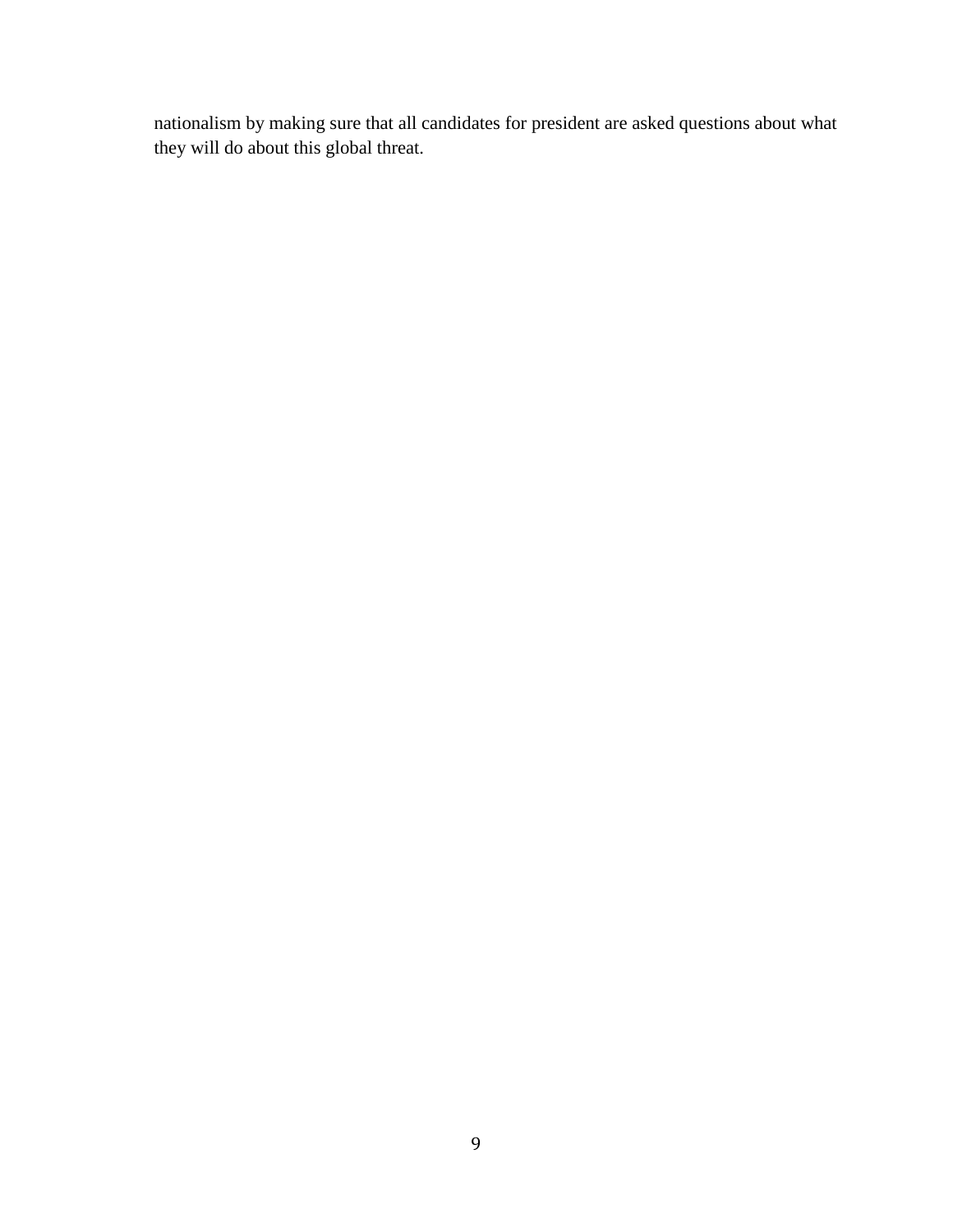nationalism by making sure that all candidates for president are asked questions about what they will do about this global threat.